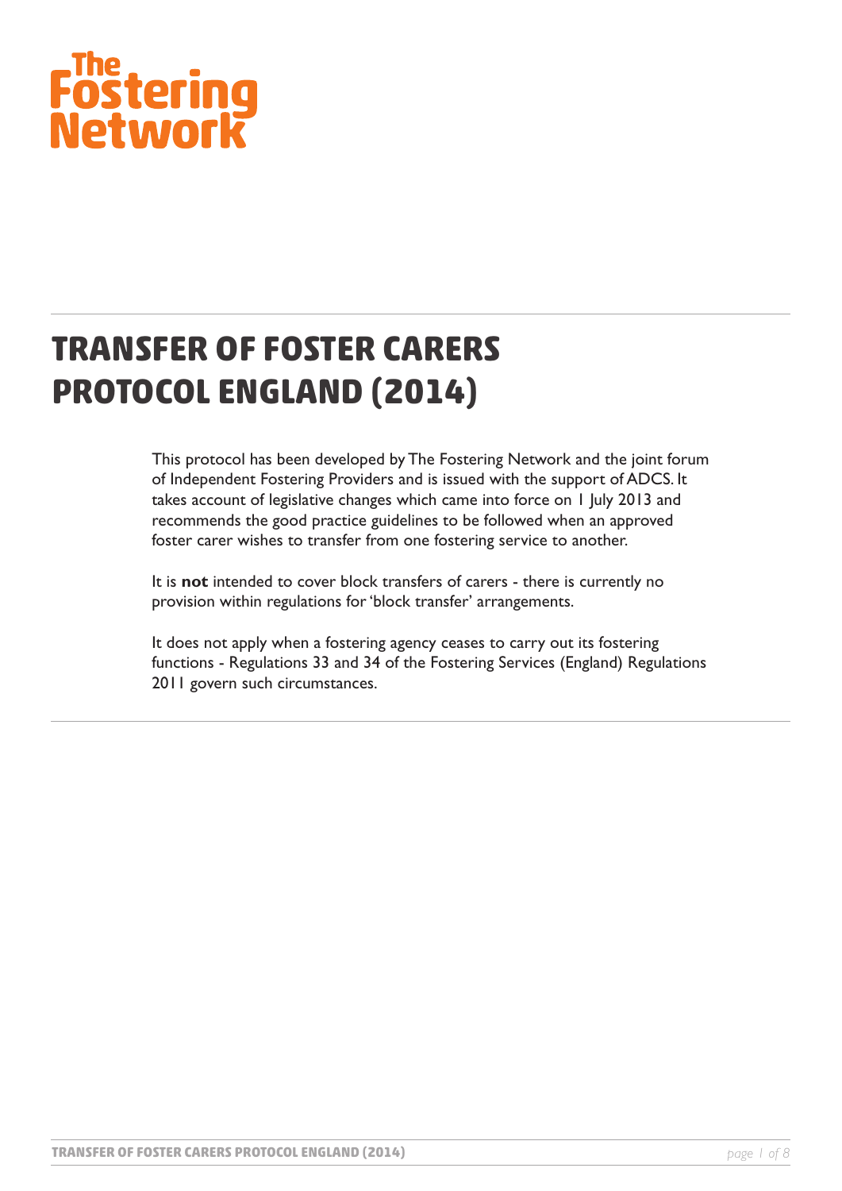The Fostering Network

# TRANSFER OF FOSTER CARERS PROTOCOL ENGLAND (2014)

This protocol has been developed by The Fostering Network and the joint forum of Independent Fostering Providers and is issued with the support of ADCS. It takes account of legislative changes which came into force on 1 July 2013 and recommends the good practice guidelines to be followed when an approved foster carer wishes to transfer from one fostering service to another.

It is **not** intended to cover block transfers of carers - there is currently no provision within regulations for 'block transfer' arrangements.

It does not apply when a fostering agency ceases to carry out its fostering functions - Regulations 33 and 34 of the Fostering Services (England) Regulations 2011 govern such circumstances.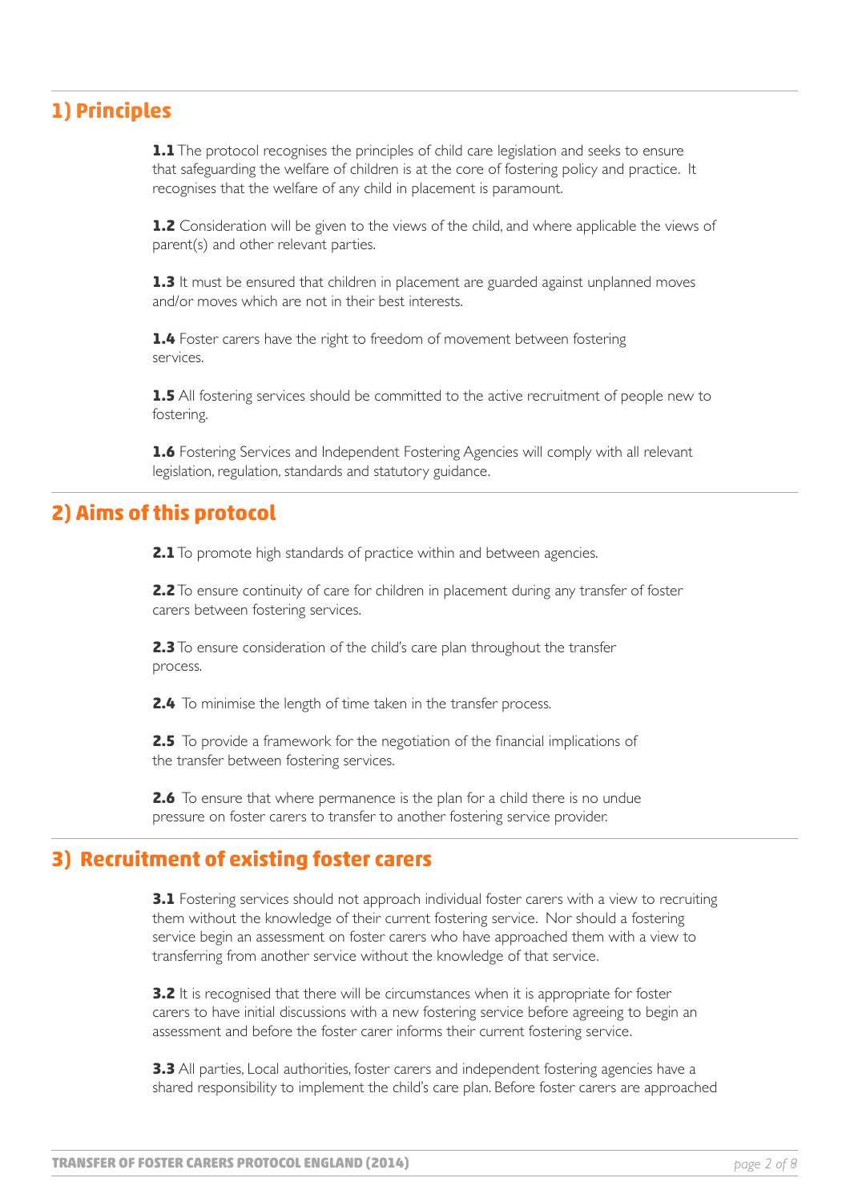## 1) Principles

**1.1** The protocol recognises the principles of child care legislation and seeks to ensure that safeguarding the welfare of children is at the core of fostering policy and practice. It recognises that the welfare of any child in placement is paramount.

**1.2** Consideration will be given to the views of the child, and where applicable the views of parent(s) and other relevant parties.

**1.3** It must be ensured that children in placement are guarded against unplanned moves and/or moves which are not in their best interests.

**1.4** Foster carers have the right to freedom of movement between fostering services.

**1.5** All fostering services should be committed to the active recruitment of people new to fostering.

**1.6** Fostering Services and Independent Fostering Agencies will comply with all relevant legislation, regulation, standards and statutory guidance.

## 2) Aims of this protocol

**2.1** To promote high standards of practice within and between agencies.

**2.2** To ensure continuity of care for children in placement during any transfer of foster carers between fostering services.

**2.3** To ensure consideration of the child's care plan throughout the transfer process.

**2.4** To minimise the length of time taken in the transfer process.

**2.5** To provide a framework for the negotiation of the financial implications of the transfer between fostering services.

**2.6** To ensure that where permanence is the plan for a child there is no undue pressure on foster carers to transfer to another fostering service provider.

## 3) Recruitment of existing foster carers

**3.1** Fostering services should not approach individual foster carers with a view to recruiting them without the knowledge of their current fostering service. Nor should a fostering service begin an assessment on foster carers who have approached them with a view to transferring from another service without the knowledge of that service.

**3.2** It is recognised that there will be circumstances when it is appropriate for foster carers to have initial discussions with a new fostering service before agreeing to begin an assessment and before the foster carer informs their current fostering service.

**3.3** All parties, Local authorities, foster carers and independent fostering agencies have a shared responsibility to implement the child's care plan. Before foster carers are approached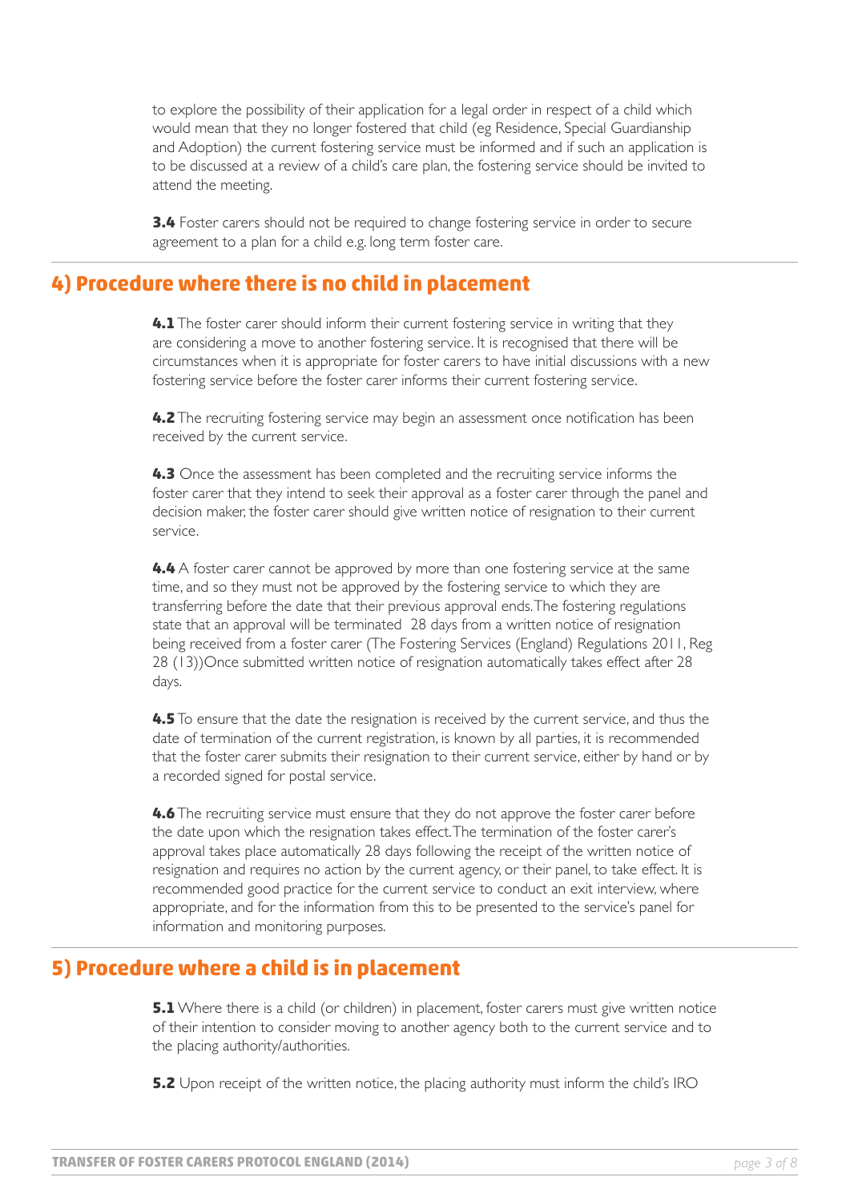to explore the possibility of their application for a legal order in respect of a child which would mean that they no longer fostered that child (eg Residence, Special Guardianship and Adoption) the current fostering service must be informed and if such an application is to be discussed at a review of a child's care plan, the fostering service should be invited to attend the meeting.

**3.4** Foster carers should not be required to change fostering service in order to secure agreement to a plan for a child e.g. long term foster care.

## 4) Procedure where there is no child in placement

**4.1** The foster carer should inform their current fostering service in writing that they are considering a move to another fostering service. It is recognised that there will be circumstances when it is appropriate for foster carers to have initial discussions with a new fostering service before the foster carer informs their current fostering service.

**4.2** The recruiting fostering service may begin an assessment once notification has been received by the current service.

**4.3** Once the assessment has been completed and the recruiting service informs the foster carer that they intend to seek their approval as a foster carer through the panel and decision maker, the foster carer should give written notice of resignation to their current service.

**4.4** A foster carer cannot be approved by more than one fostering service at the same time, and so they must not be approved by the fostering service to which they are transferring before the date that their previous approval ends. The fostering regulations state that an approval will be terminated 28 days from a written notice of resignation being received from a foster carer (The Fostering Services (England) Regulations 2011, Reg 28 (13))Once submitted written notice of resignation automatically takes effect after 28 days.

**4.5** To ensure that the date the resignation is received by the current service, and thus the date of termination of the current registration, is known by all parties, it is recommended that the foster carer submits their resignation to their current service, either by hand or by a recorded signed for postal service.

**4.6** The recruiting service must ensure that they do not approve the foster carer before the date upon which the resignation takes effect. The termination of the foster carer's approval takes place automatically 28 days following the receipt of the written notice of resignation and requires no action by the current agency, or their panel, to take effect. It is recommended good practice for the current service to conduct an exit interview, where appropriate, and for the information from this to be presented to the service's panel for information and monitoring purposes.

## 5) Procedure where a child is in placement

**5.1** Where there is a child (or children) in placement, foster carers must give written notice of their intention to consider moving to another agency both to the current service and to the placing authority/authorities.

**5.2** Upon receipt of the written notice, the placing authority must inform the child's IRO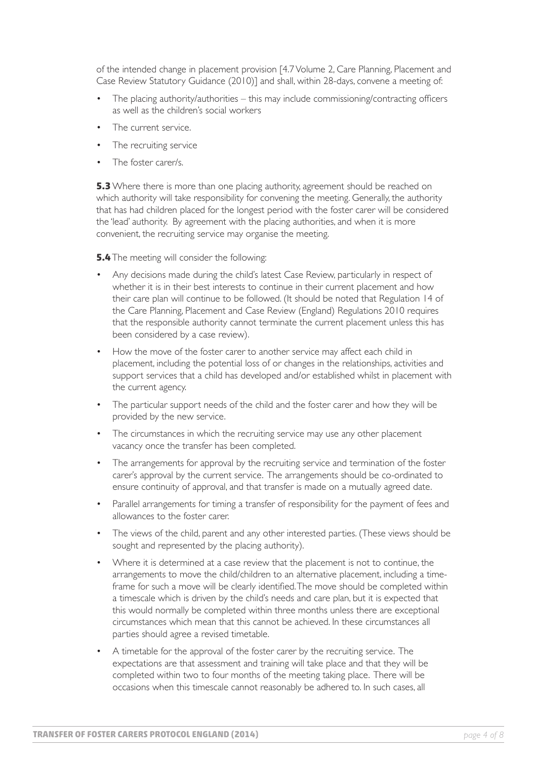of the intended change in placement provision [4.7 Volume 2, Care Planning, Placement and Case Review Statutory Guidance (2010)] and shall, within 28-days, convene a meeting of:

- The placing authority/authorities – this may include commissioning/contracting officers as well as the children's social workers
- The current service.
- The recruiting service
- The foster carer/s.

**5.3** Where there is more than one placing authority, agreement should be reached on which authority will take responsibility for convening the meeting. Generally, the authority that has had children placed for the longest period with the foster carer will be considered the 'lead' authority. By agreement with the placing authorities, and when it is more convenient, the recruiting service may organise the meeting.

**5.4** The meeting will consider the following:

- Any decisions made during the child's latest Case Review, particularly in respect of whether it is in their best interests to continue in their current placement and how their care plan will continue to be followed. (It should be noted that Regulation 14 of the Care Planning, Placement and Case Review (England) Regulations 2010 requires that the responsible authority cannot terminate the current placement unless this has been considered by a case review).
- How the move of the foster carer to another service may affect each child in placement, including the potential loss of or changes in the relationships, activities and support services that a child has developed and/or established whilst in placement with the current agency.
- The particular support needs of the child and the foster carer and how they will be provided by the new service.
- The circumstances in which the recruiting service may use any other placement vacancy once the transfer has been completed.
- The arrangements for approval by the recruiting service and termination of the foster carer's approval by the current service. The arrangements should be co-ordinated to ensure continuity of approval, and that transfer is made on a mutually agreed date.
- Parallel arrangements for timing a transfer of responsibility for the payment of fees and allowances to the foster carer.
- The views of the child, parent and any other interested parties. (These views should be sought and represented by the placing authority).
- Where it is determined at a case review that the placement is not to continue, the arrangements to move the child/children to an alternative placement, including a time-frame for such a move will be clearly identified. The move should be completed within a timescale which is driven by the child's needs and care plan, but it is expected that this would normally be completed within three months unless there are exceptional circumstances which mean that this cannot be achieved. In these circumstances all parties should agree a revised timetable.
- A timetable for the approval of the foster carer by the recruiting service. The expectations are that assessment and training will take place and that they will be completed within two to four months of the meeting taking place. There will be occasions when this timescale cannot reasonably be adhered to. In such cases, all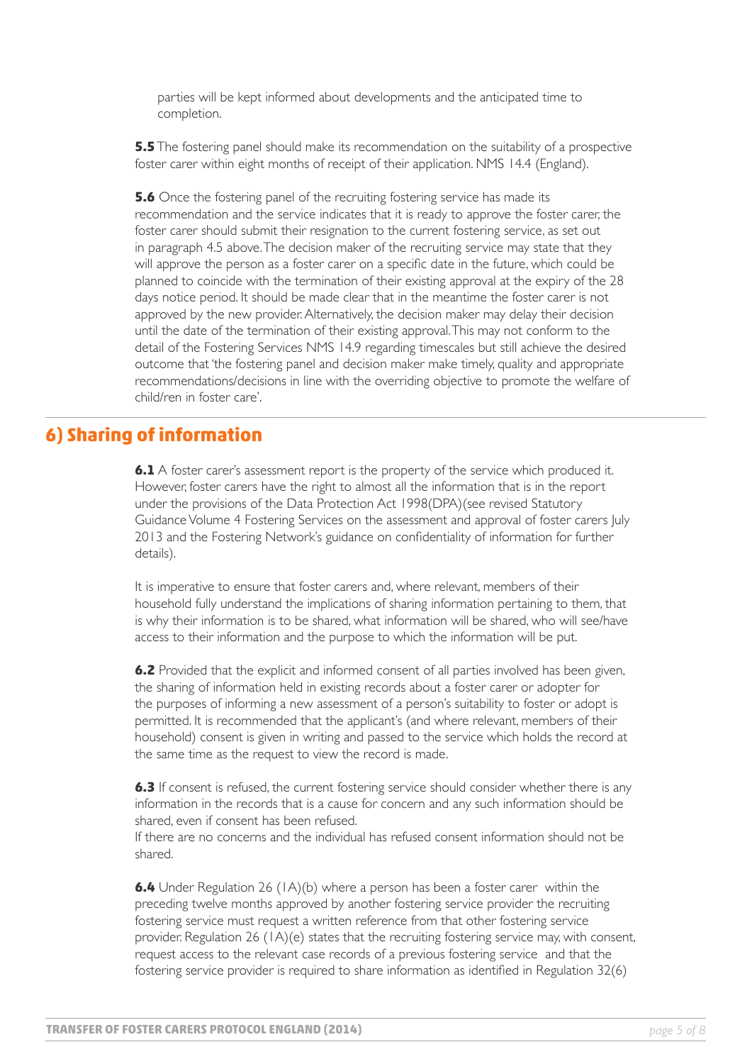parties will be kept informed about developments and the anticipated time to completion.

**5.5** The fostering panel should make its recommendation on the suitability of a prospective foster carer within eight months of receipt of their application. NMS 14.4 (England).

**5.6** Once the fostering panel of the recruiting fostering service has made its recommendation and the service indicates that it is ready to approve the foster carer, the foster carer should submit their resignation to the current fostering service, as set out in paragraph 4.5 above. The decision maker of the recruiting service may state that they will approve the person as a foster carer on a specific date in the future, which could be planned to coincide with the termination of their existing approval at the expiry of the 28 days notice period. It should be made clear that in the meantime the foster carer is not approved by the new provider. Alternatively, the decision maker may delay their decision until the date of the termination of their existing approval. This may not conform to the detail of the Fostering Services NMS 14.9 regarding timescales but still achieve the desired outcome that 'the fostering panel and decision maker make timely, quality and appropriate recommendations/decisions in line with the overriding objective to promote the welfare of child/ren in foster care'.

## 6) Sharing of information

**6.1** A foster carer's assessment report is the property of the service which produced it. However, foster carers have the right to almost all the information that is in the report under the provisions of the Data Protection Act 1998(DPA)(see revised Statutory Guidance Volume 4 Fostering Services on the assessment and approval of foster carers July 2013 and the Fostering Network's guidance on confidentiality of information for further details).

It is imperative to ensure that foster carers and, where relevant, members of their household fully understand the implications of sharing information pertaining to them, that is why their information is to be shared, what information will be shared, who will see/have access to their information and the purpose to which the information will be put.

**6.2** Provided that the explicit and informed consent of all parties involved has been given, the sharing of information held in existing records about a foster carer or adopter for the purposes of informing a new assessment of a person's suitability to foster or adopt is permitted. It is recommended that the applicant's (and where relevant, members of their household) consent is given in writing and passed to the service which holds the record at the same time as the request to view the record is made.

**6.3** If consent is refused, the current fostering service should consider whether there is any information in the records that is a cause for concern and any such information should be shared, even if consent has been refused.

If there are no concerns and the individual has refused consent information should not be shared.

**6.4** Under Regulation 26 (1A)(b) where a person has been a foster carer within the preceding twelve months approved by another fostering service provider the recruiting fostering service must request a written reference from that other fostering service provider. Regulation 26 (1A)(e) states that the recruiting fostering service may, with consent, request access to the relevant case records of a previous fostering service and that the fostering service provider is required to share information as identified in Regulation 32(6)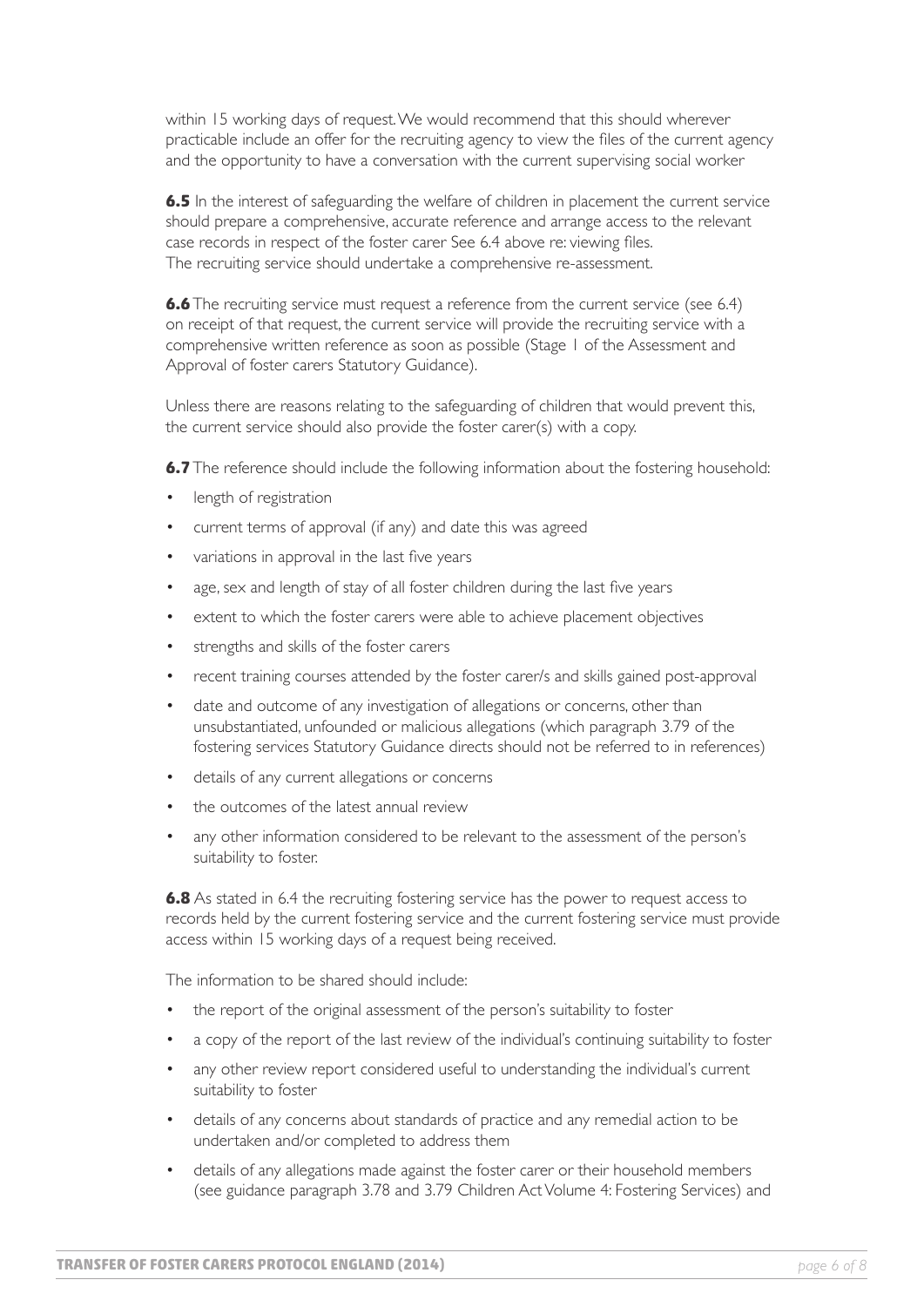within 15 working days of request. We would recommend that this should wherever practicable include an offer for the recruiting agency to view the files of the current agency and the opportunity to have a conversation with the current supervising social worker

**6.5** In the interest of safeguarding the welfare of children in placement the current service should prepare a comprehensive, accurate reference and arrange access to the relevant case records in respect of the foster carer See 6.4 above re: viewing files.
The recruiting service should undertake a comprehensive re-assessment.

**6.6** The recruiting service must request a reference from the current service (see 6.4) on receipt of that request, the current service will provide the recruiting service with a comprehensive written reference as soon as possible (Stage 1 of the Assessment and Approval of foster carers Statutory Guidance).

Unless there are reasons relating to the safeguarding of children that would prevent this, the current service should also provide the foster carer(s) with a copy.

**6.7** The reference should include the following information about the fostering household:

- length of registration
- current terms of approval (if any) and date this was agreed
- variations in approval in the last five years
- age, sex and length of stay of all foster children during the last five years
- extent to which the foster carers were able to achieve placement objectives
- strengths and skills of the foster carers
- recent training courses attended by the foster carer/s and skills gained post-approval
- date and outcome of any investigation of allegations or concerns, other than unsubstantiated, unfounded or malicious allegations (which paragraph 3.79 of the fostering services Statutory Guidance directs should not be referred to in references)
- details of any current allegations or concerns
- the outcomes of the latest annual review
- any other information considered to be relevant to the assessment of the person's suitability to foster.

**6.8** As stated in 6.4 the recruiting fostering service has the power to request access to records held by the current fostering service and the current fostering service must provide access within 15 working days of a request being received.

The information to be shared should include:

- the report of the original assessment of the person's suitability to foster
- a copy of the report of the last review of the individual's continuing suitability to foster
- any other review report considered useful to understanding the individual's current suitability to foster
- details of any concerns about standards of practice and any remedial action to be undertaken and/or completed to address them
- details of any allegations made against the foster carer or their household members (see guidance paragraph 3.78 and 3.79 Children Act Volume 4: Fostering Services) and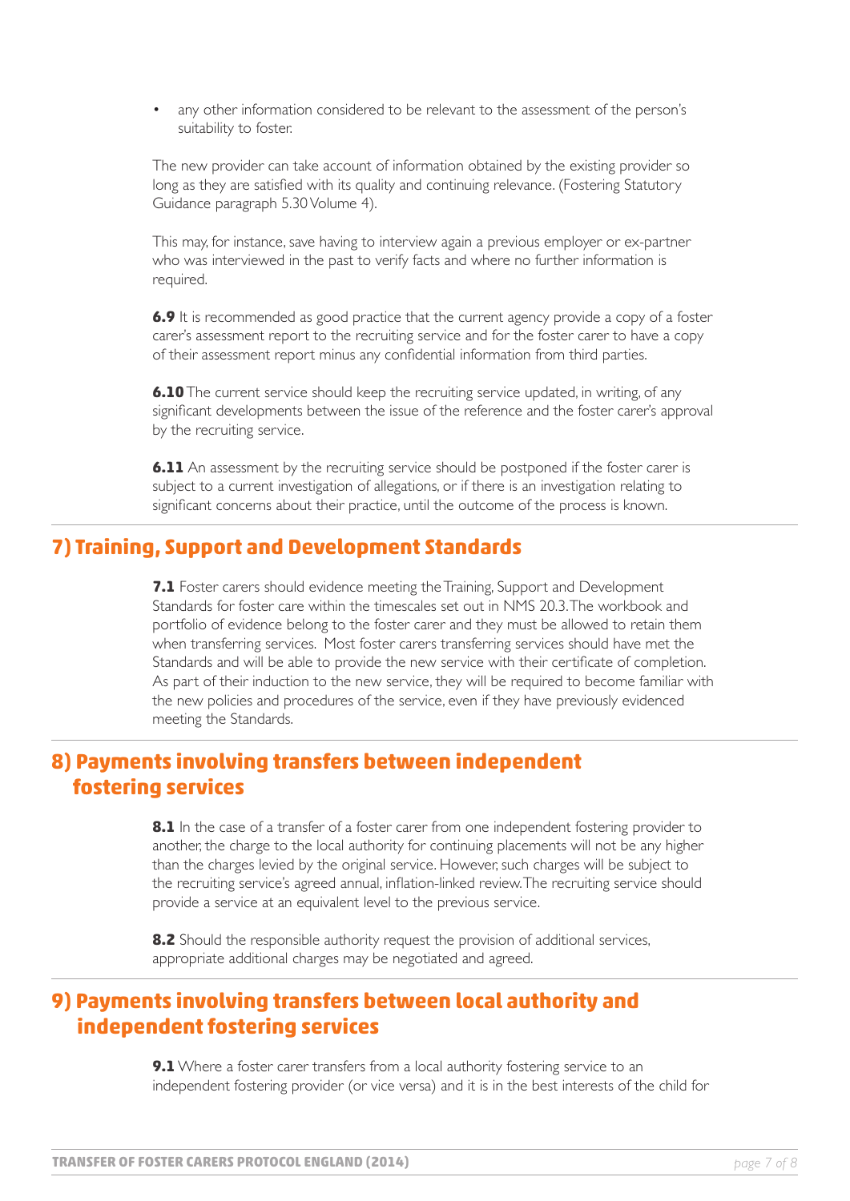- any other information considered to be relevant to the assessment of the person's suitability to foster.

The new provider can take account of information obtained by the existing provider so long as they are satisfied with its quality and continuing relevance. (Fostering Statutory Guidance paragraph 5.30 Volume 4).

This may, for instance, save having to interview again a previous employer or ex-partner who was interviewed in the past to verify facts and where no further information is required.

**6.9** It is recommended as good practice that the current agency provide a copy of a foster carer's assessment report to the recruiting service and for the foster carer to have a copy of their assessment report minus any confidential information from third parties.

**6.10** The current service should keep the recruiting service updated, in writing, of any significant developments between the issue of the reference and the foster carer's approval by the recruiting service.

**6.11** An assessment by the recruiting service should be postponed if the foster carer is subject to a current investigation of allegations, or if there is an investigation relating to significant concerns about their practice, until the outcome of the process is known.

## 7) Training, Support and Development Standards

**7.1** Foster carers should evidence meeting the Training, Support and Development Standards for foster care within the timescales set out in NMS 20.3. The workbook and portfolio of evidence belong to the foster carer and they must be allowed to retain them when transferring services. Most foster carers transferring services should have met the Standards and will be able to provide the new service with their certificate of completion. As part of their induction to the new service, they will be required to become familiar with the new policies and procedures of the service, even if they have previously evidenced meeting the Standards.

## 8) Payments involving transfers between independent fostering services

**8.1** In the case of a transfer of a foster carer from one independent fostering provider to another, the charge to the local authority for continuing placements will not be any higher than the charges levied by the original service. However, such charges will be subject to the recruiting service's agreed annual, inflation-linked review. The recruiting service should provide a service at an equivalent level to the previous service.

**8.2** Should the responsible authority request the provision of additional services, appropriate additional charges may be negotiated and agreed.

## 9) Payments involving transfers between local authority and independent fostering services

**9.1** Where a foster carer transfers from a local authority fostering service to an independent fostering provider (or vice versa) and it is in the best interests of the child for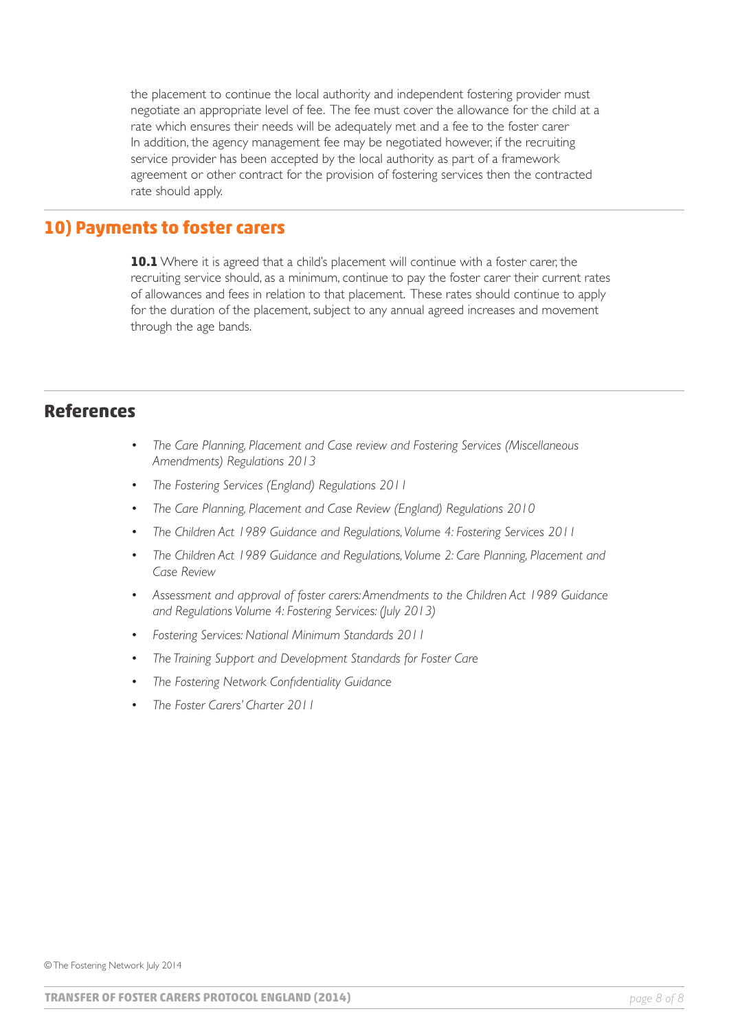the placement to continue the local authority and independent fostering provider must negotiate an appropriate level of fee. The fee must cover the allowance for the child at a rate which ensures their needs will be adequately met and a fee to the foster carer In addition, the agency management fee may be negotiated however, if the recruiting service provider has been accepted by the local authority as part of a framework agreement or other contract for the provision of fostering services then the contracted rate should apply.

## 10) Payments to foster carers

**10.1** Where it is agreed that a child's placement will continue with a foster carer, the recruiting service should, as a minimum, continue to pay the foster carer their current rates of allowances and fees in relation to that placement. These rates should continue to apply for the duration of the placement, subject to any annual agreed increases and movement through the age bands.

## References

- *The Care Planning, Placement and Case review and Fostering Services (Miscellaneous Amendments) Regulations 2013*
- *The Fostering Services (England) Regulations 2011*
- *The Care Planning, Placement and Case Review (England) Regulations 2010*
- *The Children Act 1989 Guidance and Regulations, Volume 4: Fostering Services 2011*
- *The Children Act 1989 Guidance and Regulations, Volume 2: Care Planning, Placement and Case Review*
- *Assessment and approval of foster carers: Amendments to the Children Act 1989 Guidance and Regulations Volume 4: Fostering Services: (July 2013)*
- *Fostering Services: National Minimum Standards 2011*
- *The Training Support and Development Standards for Foster Care*
- *The Fostering Network Confidentiality Guidance*
- *The Foster Carers' Charter 2011*

© The Fostering Network July 2014